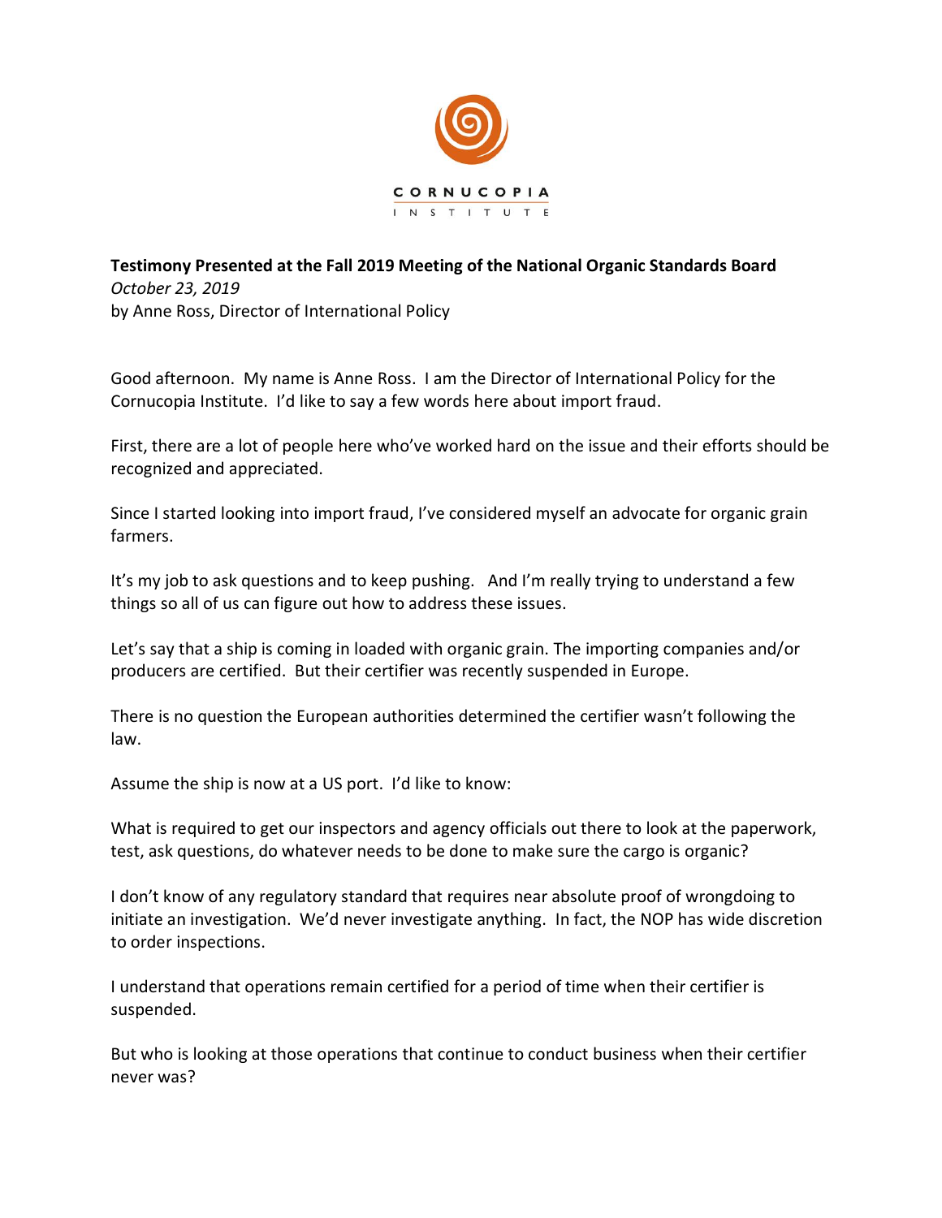CORNUCOPIA

INSTITUTE

**Testimony Presented at the Fall 2019 Meeting of the National Organic Standards Board**
*October 23, 2019*
by Anne Ross, Director of International Policy

Good afternoon. My name is Anne Ross. I am the Director of International Policy for the Cornucopia Institute. I'd like to say a few words here about import fraud.

First, there are a lot of people here who've worked hard on the issue and their efforts should be recognized and appreciated.

Since I started looking into import fraud, I've considered myself an advocate for organic grain farmers.

It's my job to ask questions and to keep pushing. And I'm really trying to understand a few things so all of us can figure out how to address these issues.

Let's say that a ship is coming in loaded with organic grain. The importing companies and/or producers are certified. But their certifier was recently suspended in Europe.

There is no question the European authorities determined the certifier wasn't following the law.

Assume the ship is now at a US port. I'd like to know:

What is required to get our inspectors and agency officials out there to look at the paperwork, test, ask questions, do whatever needs to be done to make sure the cargo is organic?

I don't know of any regulatory standard that requires near absolute proof of wrongdoing to initiate an investigation. We'd never investigate anything. In fact, the NOP has wide discretion to order inspections.

I understand that operations remain certified for a period of time when their certifier is suspended.

But who is looking at those operations that continue to conduct business when their certifier never was?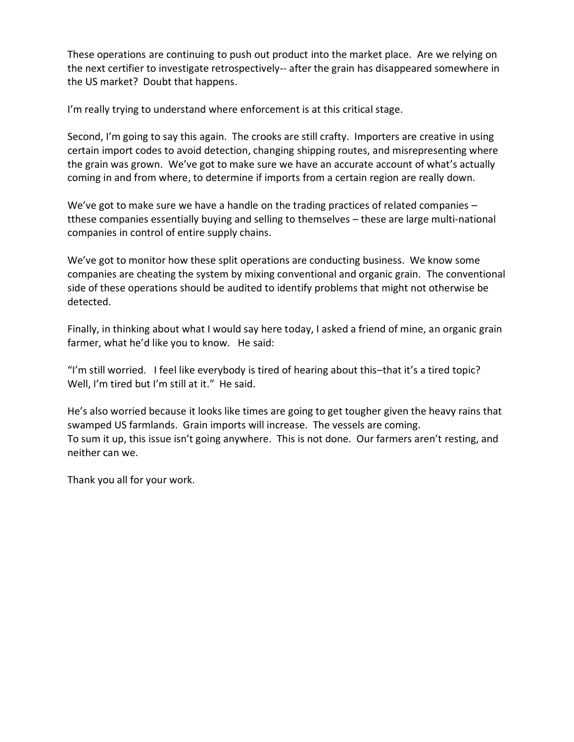These operations are continuing to push out product into the market place. Are we relying on the next certifier to investigate retrospectively-- after the grain has disappeared somewhere in the US market? Doubt that happens.

I'm really trying to understand where enforcement is at this critical stage.

Second, I'm going to say this again. The crooks are still crafty. Importers are creative in using certain import codes to avoid detection, changing shipping routes, and misrepresenting where the grain was grown. We've got to make sure we have an accurate account of what's actually coming in and from where, to determine if imports from a certain region are really down.

We've got to make sure we have a handle on the trading practices of related companies – tthese companies essentially buying and selling to themselves – these are large multi-national companies in control of entire supply chains.

We've got to monitor how these split operations are conducting business. We know some companies are cheating the system by mixing conventional and organic grain. The conventional side of these operations should be audited to identify problems that might not otherwise be detected.

Finally, in thinking about what I would say here today, I asked a friend of mine, an organic grain farmer, what he'd like you to know. He said:

"I'm still worried. I feel like everybody is tired of hearing about this–that it's a tired topic? Well, I'm tired but I'm still at it." He said.

He's also worried because it looks like times are going to get tougher given the heavy rains that swamped US farmlands. Grain imports will increase. The vessels are coming.
To sum it up, this issue isn't going anywhere. This is not done. Our farmers aren't resting, and neither can we.

Thank you all for your work.